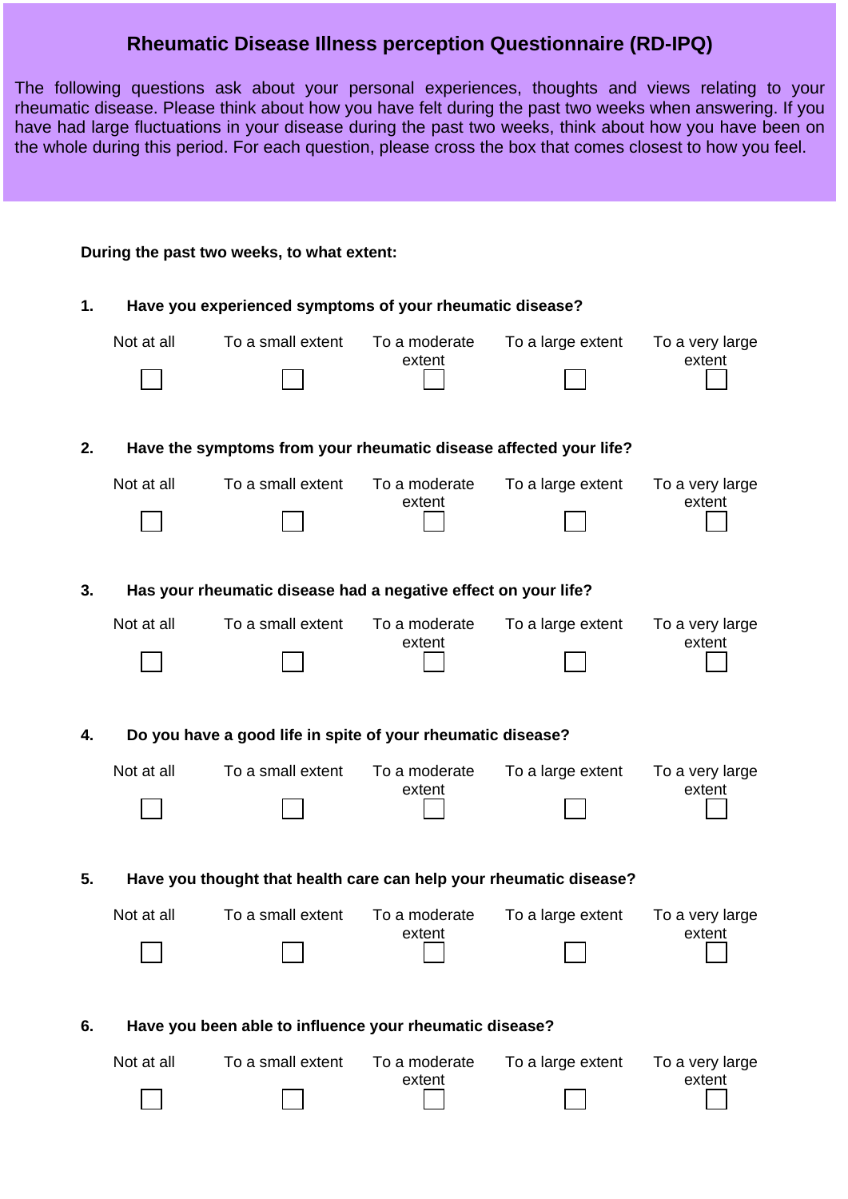# Rheumatic Disease Illness perception Questionnaire (RD-IPQ)

The following questions ask about your personal experiences, thoughts and views relating to your rheumatic disease. Please think about how you have felt during the past two weeks when answering. If you have had large fluctuations in your disease during the past two weeks, think about how you have been on the whole during this period. For each question, please cross the box that comes closest to how you feel.

**During the past two weeks, to what extent:**

**1. Have you experienced symptoms of your rheumatic disease?**

| Not at all | To a small extent | To a moderate extent | To a large extent | To a very large extent |
|---|---|---|---|---|
| ☐ | ☐ | ☐ | ☐ | ☐ |

**2. Have the symptoms from your rheumatic disease affected your life?**

| Not at all | To a small extent | To a moderate extent | To a large extent | To a very large extent |
|---|---|---|---|---|
| ☐ | ☐ | ☐ | ☐ | ☐ |

**3. Has your rheumatic disease had a negative effect on your life?**

| Not at all | To a small extent | To a moderate extent | To a large extent | To a very large extent |
|---|---|---|---|---|
| ☐ | ☐ | ☐ | ☐ | ☐ |

**4. Do you have a good life in spite of your rheumatic disease?**

| Not at all | To a small extent | To a moderate extent | To a large extent | To a very large extent |
|---|---|---|---|---|
| ☐ | ☐ | ☐ | ☐ | ☐ |

**5. Have you thought that health care can help your rheumatic disease?**

| Not at all | To a small extent | To a moderate extent | To a large extent | To a very large extent |
|---|---|---|---|---|
| ☐ | ☐ | ☐ | ☐ | ☐ |

**6. Have you been able to influence your rheumatic disease?**

| Not at all | To a small extent | To a moderate extent | To a large extent | To a very large extent |
|---|---|---|---|---|
| ☐ | ☐ | ☐ | ☐ | ☐ |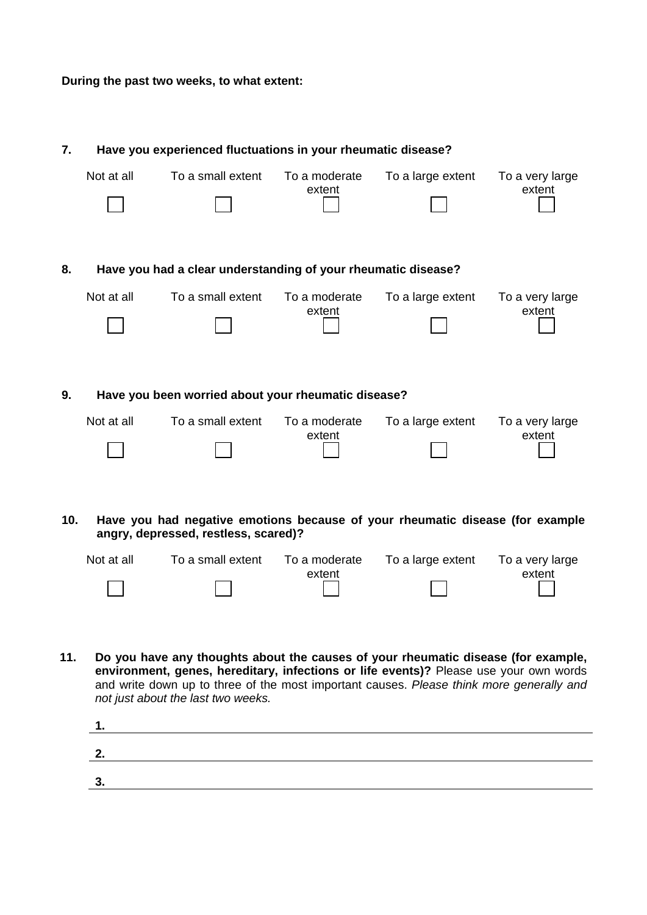**During the past two weeks, to what extent:**

**7. Have you experienced fluctuations in your rheumatic disease?**

| Not at all | To a small extent | To a moderate extent | To a large extent | To a very large extent |
|---|---|---|---|---|
| ☐ | ☐ | ☐ | ☐ | ☐ |

**8. Have you had a clear understanding of your rheumatic disease?**

| Not at all | To a small extent | To a moderate extent | To a large extent | To a very large extent |
|---|---|---|---|---|
| ☐ | ☐ | ☐ | ☐ | ☐ |

**9. Have you been worried about your rheumatic disease?**

| Not at all | To a small extent | To a moderate extent | To a large extent | To a very large extent |
|---|---|---|---|---|
| ☐ | ☐ | ☐ | ☐ | ☐ |

**10. Have you had negative emotions because of your rheumatic disease (for example angry, depressed, restless, scared)?**

| Not at all | To a small extent | To a moderate extent | To a large extent | To a very large extent |
|---|---|---|---|---|
| ☐ | ☐ | ☐ | ☐ | ☐ |

**11. Do you have any thoughts about the causes of your rheumatic disease (for example, environment, genes, hereditary, infections or life events)?** Please use your own words and write down up to three of the most important causes. *Please think more generally and not just about the last two weeks.*

**1.** ______________________________

**2.** ______________________________

**3.** ______________________________